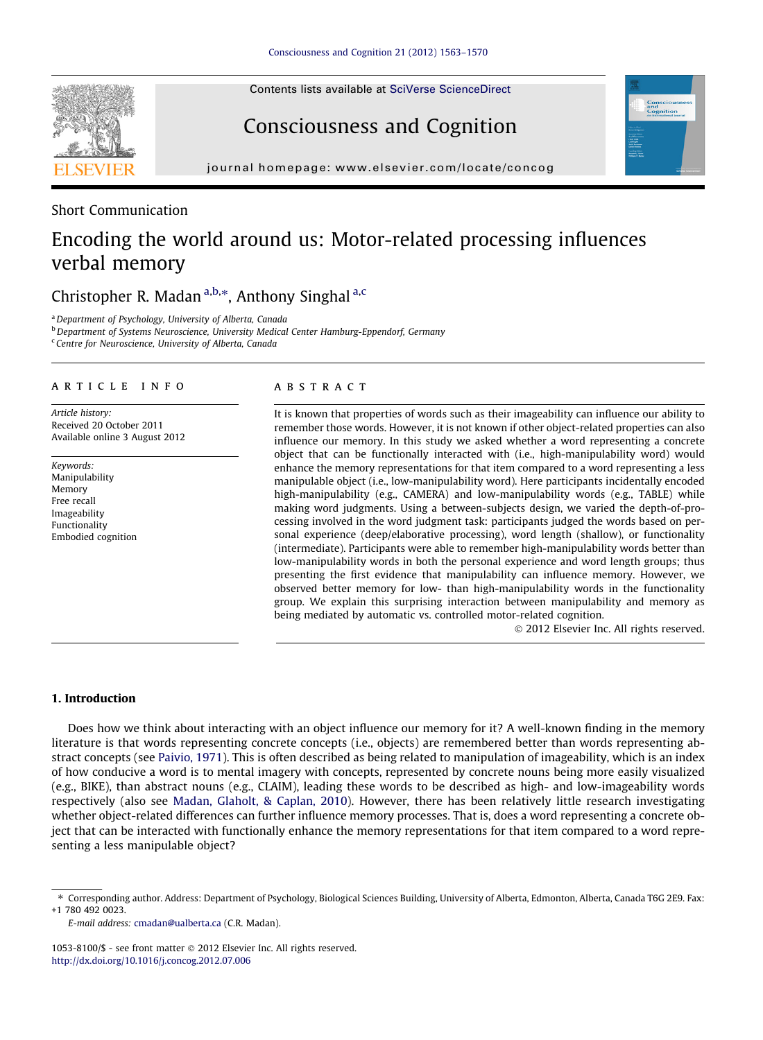Short Communication

# Encoding the world around us: Motor-related processing influences verbal memory

Christopher R. Madan [a,b,*], Anthony Singhal [a,c]

[a] Department of Psychology, University of Alberta, Canada
[b] Department of Systems Neuroscience, University Medical Center Hamburg-Eppendorf, Germany
[c] Centre for Neuroscience, University of Alberta, Canada

**ARTICLE INFO**

*Article history:*
Received 20 October 2011
Available online 3 August 2012

*Keywords:*
Manipulability
Memory
Free recall
Imageability
Functionality
Embodied cognition

**ABSTRACT**

It is known that properties of words such as their imageability can influence our ability to remember those words. However, it is not known if other object-related properties can also influence our memory. In this study we asked whether a word representing a concrete object that can be functionally interacted with (i.e., high-manipulability word) would enhance the memory representations for that item compared to a word representing a less manipulable object (i.e., low-manipulability word). Here participants incidentally encoded high-manipulability (e.g., CAMERA) and low-manipulability words (e.g., TABLE) while making word judgments. Using a between-subjects design, we varied the depth-of-processing involved in the word judgment task: participants judged the words based on personal experience (deep/elaborative processing), word length (shallow), or functionality (intermediate). Participants were able to remember high-manipulability words better than low-manipulability words in both the personal experience and word length groups; thus presenting the first evidence that manipulability can influence memory. However, we observed better memory for low- than high-manipulability words in the functionality group. We explain this surprising interaction between manipulability and memory as being mediated by automatic vs. controlled motor-related cognition.

© 2012 Elsevier Inc. All rights reserved.

## 1. Introduction

Does how we think about interacting with an object influence our memory for it? A well-known finding in the memory literature is that words representing concrete concepts (i.e., objects) are remembered better than words representing abstract concepts (see Paivio, 1971). This is often described as being related to manipulation of imageability, which is an index of how conducive a word is to mental imagery with concepts, represented by concrete nouns being more easily visualized (e.g., BIKE), than abstract nouns (e.g., CLAIM), leading these words to be described as high- and low-imageability words respectively (also see Madan, Glaholt, & Caplan, 2010). However, there has been relatively little research investigating whether object-related differences can further influence memory processes. That is, does a word representing a concrete object that can be interacted with functionally enhance the memory representations for that item compared to a word representing a less manipulable object?

---

* Corresponding author. Address: Department of Psychology, Biological Sciences Building, University of Alberta, Edmonton, Alberta, Canada T6G 2E9. Fax: +1 780 492 0023.
*E-mail address:* cmadan@ualberta.ca (C.R. Madan).

1053-8100/$ - see front matter © 2012 Elsevier Inc. All rights reserved.
http://dx.doi.org/10.1016/j.concog.2012.07.006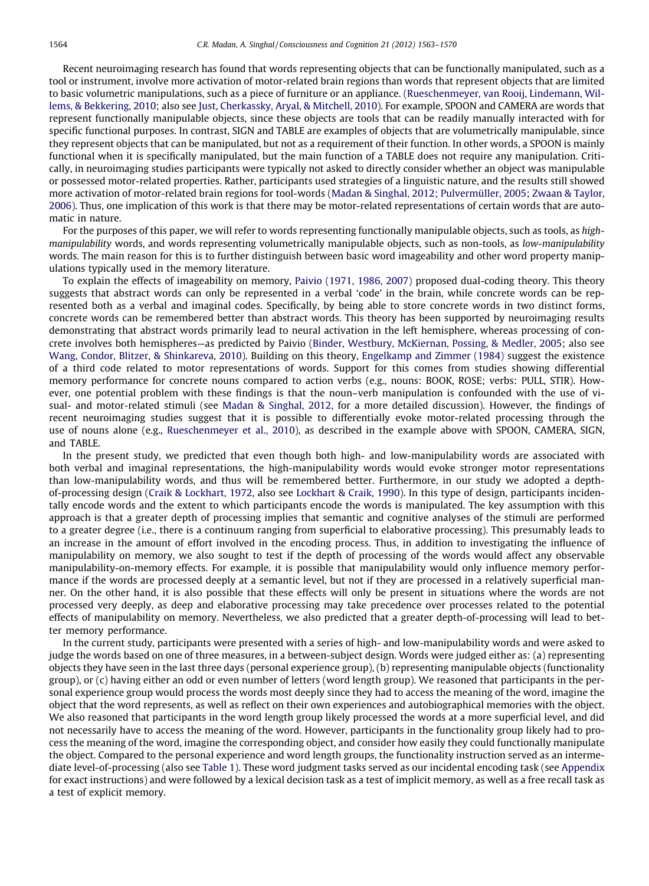Recent neuroimaging research has found that words representing objects that can be functionally manipulated, such as a tool or instrument, involve more activation of motor-related brain regions than words that represent objects that are limited to basic volumetric manipulations, such as a piece of furniture or an appliance. (Rueschenmeyer, van Rooij, Lindemann, Willems, & Bekkering, 2010; also see Just, Cherkassky, Aryal, & Mitchell, 2010). For example, SPOON and CAMERA are words that represent functionally manipulable objects, since these objects are tools that can be readily manually interacted with for specific functional purposes. In contrast, SIGN and TABLE are examples of objects that are volumetrically manipulable, since they represent objects that can be manipulated, but not as a requirement of their function. In other words, a SPOON is mainly functional when it is specifically manipulated, but the main function of a TABLE does not require any manipulation. Critically, in neuroimaging studies participants were typically not asked to directly consider whether an object was manipulable or possessed motor-related properties. Rather, participants used strategies of a linguistic nature, and the results still showed more activation of motor-related brain regions for tool-words (Madan & Singhal, 2012; Pulvermüller, 2005; Zwaan & Taylor, 2006). Thus, one implication of this work is that there may be motor-related representations of certain words that are automatic in nature.

For the purposes of this paper, we will refer to words representing functionally manipulable objects, such as tools, as *high-manipulability* words, and words representing volumetrically manipulable objects, such as non-tools, as *low-manipulability* words. The main reason for this is to further distinguish between basic word imageability and other word property manipulations typically used in the memory literature.

To explain the effects of imageability on memory, Paivio (1971, 1986, 2007) proposed dual-coding theory. This theory suggests that abstract words can only be represented in a verbal 'code' in the brain, while concrete words can be represented both as a verbal and imaginal codes. Specifically, by being able to store concrete words in two distinct forms, concrete words can be remembered better than abstract words. This theory has been supported by neuroimaging results demonstrating that abstract words primarily lead to neural activation in the left hemisphere, whereas processing of concrete involves both hemispheres—as predicted by Paivio (Binder, Westbury, McKiernan, Possing, & Medler, 2005; also see Wang, Condor, Blitzer, & Shinkareva, 2010). Building on this theory, Engelkamp and Zimmer (1984) suggest the existence of a third code related to motor representations of words. Support for this comes from studies showing differential memory performance for concrete nouns compared to action verbs (e.g., nouns: BOOK, ROSE; verbs: PULL, STIR). However, one potential problem with these findings is that the noun–verb manipulation is confounded with the use of visual- and motor-related stimuli (see Madan & Singhal, 2012, for a more detailed discussion). However, the findings of recent neuroimaging studies suggest that it is possible to differentially evoke motor-related processing through the use of nouns alone (e.g., Rueschenmeyer et al., 2010), as described in the example above with SPOON, CAMERA, SIGN, and TABLE.

In the present study, we predicted that even though both high- and low-manipulability words are associated with both verbal and imaginal representations, the high-manipulability words would evoke stronger motor representations than low-manipulability words, and thus will be remembered better. Furthermore, in our study we adopted a depth-of-processing design (Craik & Lockhart, 1972, also see Lockhart & Craik, 1990). In this type of design, participants incidentally encode words and the extent to which participants encode the words is manipulated. The key assumption with this approach is that a greater depth of processing implies that semantic and cognitive analyses of the stimuli are performed to a greater degree (i.e., there is a continuum ranging from superficial to elaborative processing). This presumably leads to an increase in the amount of effort involved in the encoding process. Thus, in addition to investigating the influence of manipulability on memory, we also sought to test if the depth of processing of the words would affect any observable manipulability-on-memory effects. For example, it is possible that manipulability would only influence memory performance if the words are processed deeply at a semantic level, but not if they are processed in a relatively superficial manner. On the other hand, it is also possible that these effects will only be present in situations where the words are not processed very deeply, as deep and elaborative processing may take precedence over processes related to the potential effects of manipulability on memory. Nevertheless, we also predicted that a greater depth-of-processing will lead to better memory performance.

In the current study, participants were presented with a series of high- and low-manipulability words and were asked to judge the words based on one of three measures, in a between-subject design. Words were judged either as: (a) representing objects they have seen in the last three days (personal experience group), (b) representing manipulable objects (functionality group), or (c) having either an odd or even number of letters (word length group). We reasoned that participants in the personal experience group would process the words most deeply since they had to access the meaning of the word, imagine the object that the word represents, as well as reflect on their own experiences and autobiographical memories with the object. We also reasoned that participants in the word length group likely processed the words at a more superficial level, and did not necessarily have to access the meaning of the word. However, participants in the functionality group likely had to process the meaning of the word, imagine the corresponding object, and consider how easily they could functionally manipulate the object. Compared to the personal experience and word length groups, the functionality instruction served as an intermediate level-of-processing (also see Table 1). These word judgment tasks served as our incidental encoding task (see Appendix for exact instructions) and were followed by a lexical decision task as a test of implicit memory, as well as a free recall task as a test of explicit memory.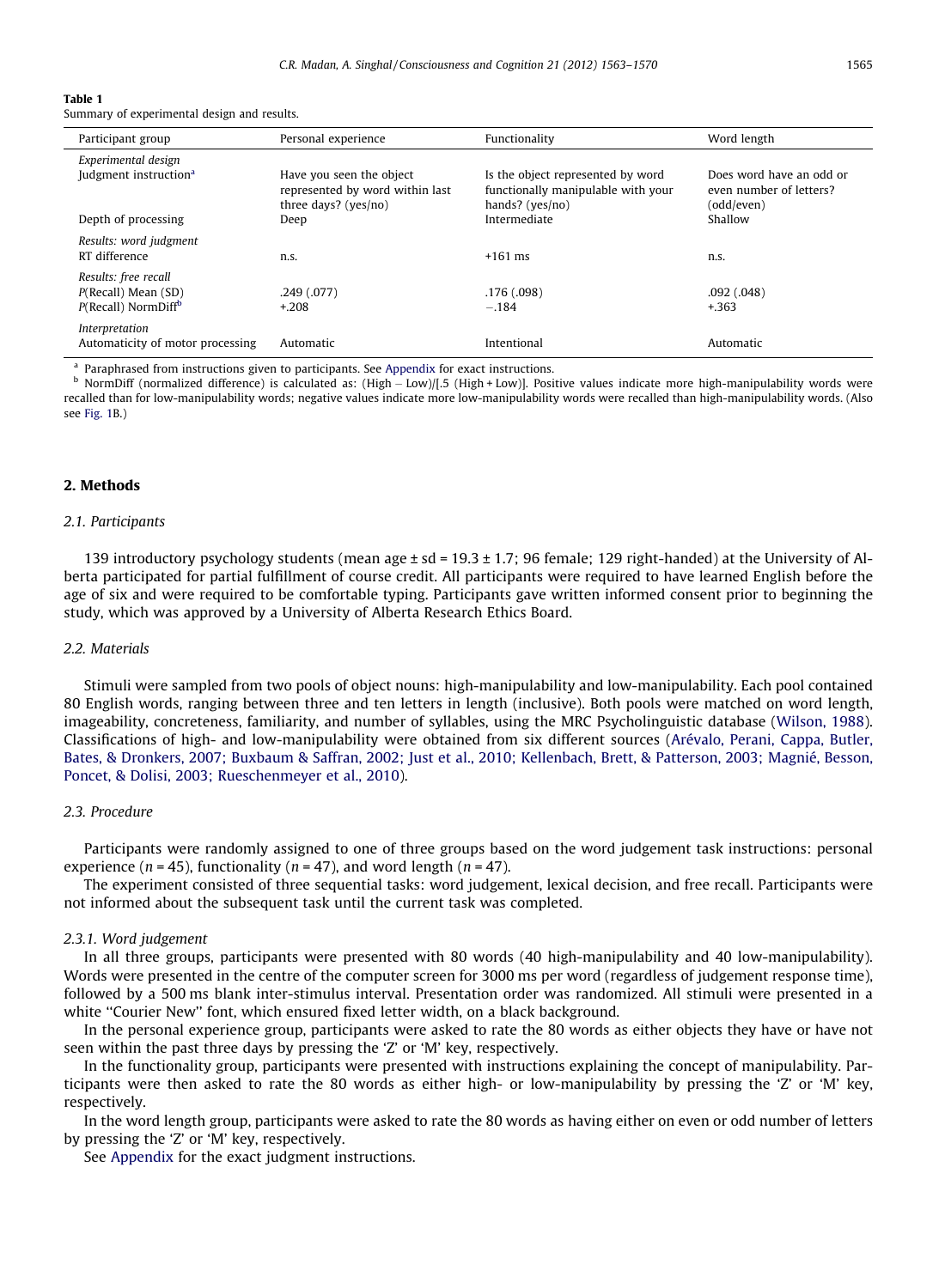**Table 1**
Summary of experimental design and results.

| Participant group | Personal experience | Functionality | Word length |
|---|---|---|---|
| *Experimental design* | | | |
| Judgment instruction[a] | Have you seen the object represented by word within last three days? (yes/no) | Is the object represented by word functionally manipulable with your hands? (yes/no) | Does word have an odd or even number of letters? (odd/even) |
| Depth of processing | Deep | Intermediate | Shallow |
| *Results: word judgment* | | | |
| RT difference | n.s. | +161 ms | n.s. |
| *Results: free recall* | | | |
| *P*(Recall) Mean (SD) | .249 (.077) | .176 (.098) | .092 (.048) |
| *P*(Recall) NormDiff[b] | +.208 | −.184 | +.363 |
| *Interpretation* | | | |
| Automaticity of motor processing | Automatic | Intentional | Automatic |

[a] Paraphrased from instructions given to participants. See Appendix for exact instructions.
[b] NormDiff (normalized difference) is calculated as: (High − Low)/[.5 (High + Low)]. Positive values indicate more high-manipulability words were recalled than for low-manipulability words; negative values indicate more low-manipulability words were recalled than high-manipulability words. (Also see Fig. 1B.)

## 2. Methods

### 2.1. Participants

139 introductory psychology students (mean age ± sd = 19.3 ± 1.7; 96 female; 129 right-handed) at the University of Alberta participated for partial fulfillment of course credit. All participants were required to have learned English before the age of six and were required to be comfortable typing. Participants gave written informed consent prior to beginning the study, which was approved by a University of Alberta Research Ethics Board.

### 2.2. Materials

Stimuli were sampled from two pools of object nouns: high-manipulability and low-manipulability. Each pool contained 80 English words, ranging between three and ten letters in length (inclusive). Both pools were matched on word length, imageability, concreteness, familiarity, and number of syllables, using the MRC Psycholinguistic database (Wilson, 1988). Classifications of high- and low-manipulability were obtained from six different sources (Arévalo, Perani, Cappa, Butler, Bates, & Dronkers, 2007; Buxbaum & Saffran, 2002; Just et al., 2010; Kellenbach, Brett, & Patterson, 2003; Magnié, Besson, Poncet, & Dolisi, 2003; Rueschenmeyer et al., 2010).

### 2.3. Procedure

Participants were randomly assigned to one of three groups based on the word judgement task instructions: personal experience ($n = 45$), functionality ($n = 47$), and word length ($n = 47$).

The experiment consisted of three sequential tasks: word judgement, lexical decision, and free recall. Participants were not informed about the subsequent task until the current task was completed.

#### 2.3.1. Word judgement

In all three groups, participants were presented with 80 words (40 high-manipulability and 40 low-manipulability). Words were presented in the centre of the computer screen for 3000 ms per word (regardless of judgement response time), followed by a 500 ms blank inter-stimulus interval. Presentation order was randomized. All stimuli were presented in a white ''Courier New'' font, which ensured fixed letter width, on a black background.

In the personal experience group, participants were asked to rate the 80 words as either objects they have or have not seen within the past three days by pressing the 'Z' or 'M' key, respectively.

In the functionality group, participants were presented with instructions explaining the concept of manipulability. Participants were then asked to rate the 80 words as either high- or low-manipulability by pressing the 'Z' or 'M' key, respectively.

In the word length group, participants were asked to rate the 80 words as having either on even or odd number of letters by pressing the 'Z' or 'M' key, respectively.

See Appendix for the exact judgment instructions.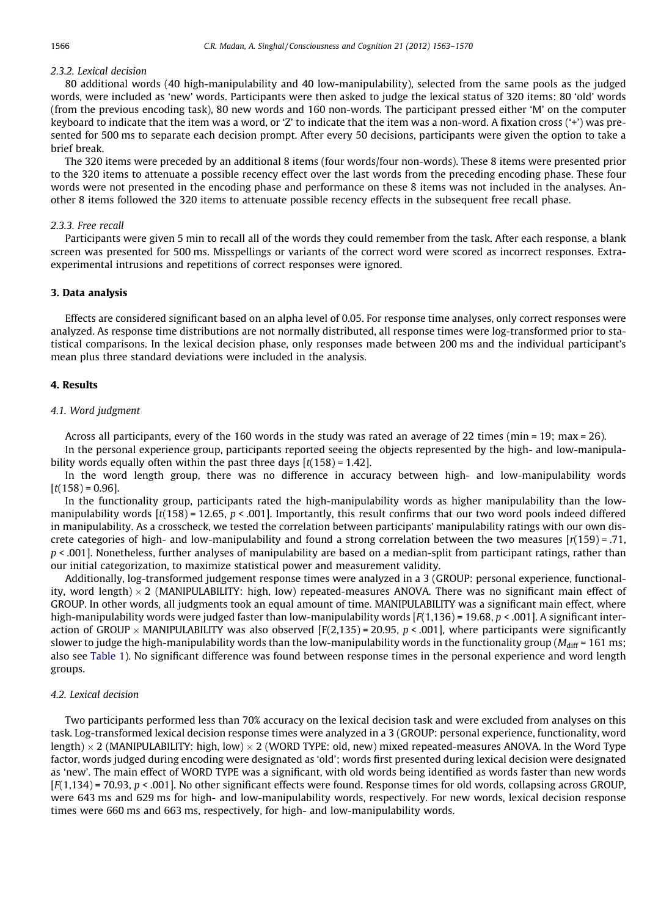#### 2.3.2. Lexical decision

80 additional words (40 high-manipulability and 40 low-manipulability), selected from the same pools as the judged words, were included as 'new' words. Participants were then asked to judge the lexical status of 320 items: 80 'old' words (from the previous encoding task), 80 new words and 160 non-words. The participant pressed either 'M' on the computer keyboard to indicate that the item was a word, or 'Z' to indicate that the item was a non-word. A fixation cross ('+') was presented for 500 ms to separate each decision prompt. After every 50 decisions, participants were given the option to take a brief break.

The 320 items were preceded by an additional 8 items (four words/four non-words). These 8 items were presented prior to the 320 items to attenuate a possible recency effect over the last words from the preceding encoding phase. These four words were not presented in the encoding phase and performance on these 8 items was not included in the analyses. Another 8 items followed the 320 items to attenuate possible recency effects in the subsequent free recall phase.

#### 2.3.3. Free recall

Participants were given 5 min to recall all of the words they could remember from the task. After each response, a blank screen was presented for 500 ms. Misspellings or variants of the correct word were scored as incorrect responses. Extra-experimental intrusions and repetitions of correct responses were ignored.

## 3. Data analysis

Effects are considered significant based on an alpha level of 0.05. For response time analyses, only correct responses were analyzed. As response time distributions are not normally distributed, all response times were log-transformed prior to statistical comparisons. In the lexical decision phase, only responses made between 200 ms and the individual participant's mean plus three standard deviations were included in the analysis.

## 4. Results

### 4.1. Word judgment

Across all participants, every of the 160 words in the study was rated an average of 22 times (min = 19; max = 26).

In the personal experience group, participants reported seeing the objects represented by the high- and low-manipulability words equally often within the past three days [$t(158) = 1.42$].

In the word length group, there was no difference in accuracy between high- and low-manipulability words [$t(158) = 0.96$].

In the functionality group, participants rated the high-manipulability words as higher manipulability than the low-manipulability words [$t(158) = 12.65$, $p < .001$]. Importantly, this result confirms that our two word pools indeed differed in manipulability. As a crosscheck, we tested the correlation between participants' manipulability ratings with our own discrete categories of high- and low-manipulability and found a strong correlation between the two measures [$r(159) = .71$, $p < .001$]. Nonetheless, further analyses of manipulability are based on a median-split from participant ratings, rather than our initial categorization, to maximize statistical power and measurement validity.

Additionally, log-transformed judgement response times were analyzed in a 3 (GROUP: personal experience, functionality, word length) × 2 (MANIPULABILITY: high, low) repeated-measures ANOVA. There was no significant main effect of GROUP. In other words, all judgments took an equal amount of time. MANIPULABILITY was a significant main effect, where high-manipulability words were judged faster than low-manipulability words [$F(1,136) = 19.68$, $p < .001$]. A significant interaction of GROUP × MANIPULABILITY was also observed [$F(2,135) = 20.95$, $p < .001$], where participants were significantly slower to judge the high-manipulability words than the low-manipulability words in the functionality group ($M_{\text{diff}} = 161$ ms; also see Table 1). No significant difference was found between response times in the personal experience and word length groups.

### 4.2. Lexical decision

Two participants performed less than 70% accuracy on the lexical decision task and were excluded from analyses on this task. Log-transformed lexical decision response times were analyzed in a 3 (GROUP: personal experience, functionality, word length) × 2 (MANIPULABILITY: high, low) × 2 (WORD TYPE: old, new) mixed repeated-measures ANOVA. In the Word Type factor, words judged during encoding were designated as 'old'; words first presented during lexical decision were designated as 'new'. The main effect of WORD TYPE was a significant, with old words being identified as words faster than new words [$F(1,134) = 70.93$, $p < .001$]. No other significant effects were found. Response times for old words, collapsing across GROUP, were 643 ms and 629 ms for high- and low-manipulability words, respectively. For new words, lexical decision response times were 660 ms and 663 ms, respectively, for high- and low-manipulability words.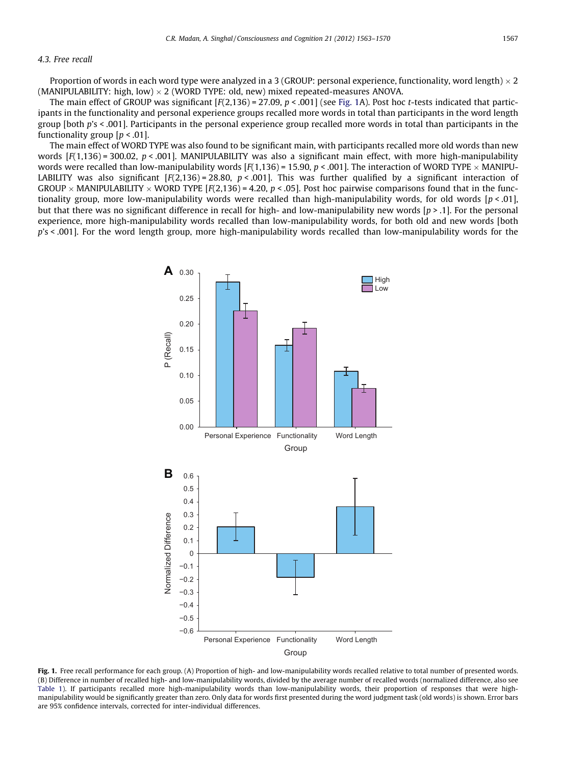### 4.3. Free recall

Proportion of words in each word type were analyzed in a 3 (GROUP: personal experience, functionality, word length) × 2 (MANIPULABILITY: high, low) × 2 (WORD TYPE: old, new) mixed repeated-measures ANOVA.

The main effect of GROUP was significant [$F(2,136) = 27.09$, $p < .001$] (see Fig. 1A). Post hoc *t*-tests indicated that participants in the functionality and personal experience groups recalled more words in total than participants in the word length group [both *p*'s < .001]. Participants in the personal experience group recalled more words in total than participants in the functionality group [$p < .01$].

The main effect of WORD TYPE was also found to be significant main, with participants recalled more old words than new words [$F(1,136) = 300.02$, $p < .001$]. MANIPULABILITY was also a significant main effect, with more high-manipulability words were recalled than low-manipulability words [$F(1,136) = 15.90$, $p < .001$]. The interaction of WORD TYPE × MANIPULABILITY was also significant [$F(2,136) = 28.80$, $p < .001$]. This was further qualified by a significant interaction of GROUP × MANIPULABILITY × WORD TYPE [$F(2,136) = 4.20$, $p < .05$]. Post hoc pairwise comparisons found that in the functionality group, more low-manipulability words were recalled than high-manipulability words, for old words [$p < .01$], but that there was no significant difference in recall for high- and low-manipulability new words [$p > .1$]. For the personal experience, more high-manipulability words recalled than low-manipulability words, for both old and new words [both *p*'s < .001]. For the word length group, more high-manipulability words recalled than low-manipulability words for the

**Fig. 1.** Free recall performance for each group. (A) Proportion of high- and low-manipulability words recalled relative to total number of presented words. (B) Difference in number of recalled high- and low-manipulability words, divided by the average number of recalled words (normalized difference, also see Table 1). If participants recalled more high-manipulability words than low-manipulability words, their proportion of responses that were high-manipulability would be significantly greater than zero. Only data for words first presented during the word judgment task (old words) is shown. Error bars are 95% confidence intervals, corrected for inter-individual differences.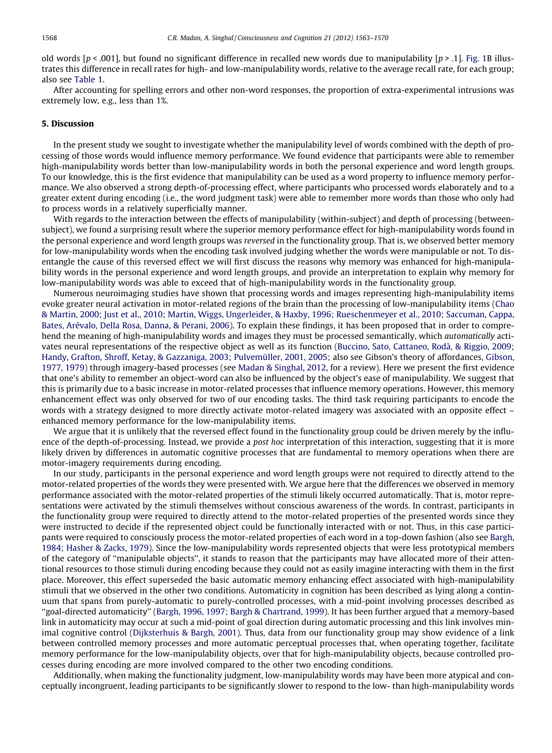old words [$p < .001$], but found no significant difference in recalled new words due to manipulability [$p > .1$]. Fig. 1B illustrates this difference in recall rates for high- and low-manipulability words, relative to the average recall rate, for each group; also see Table 1.

After accounting for spelling errors and other non-word responses, the proportion of extra-experimental intrusions was extremely low, e.g., less than 1%.

## 5. Discussion

In the present study we sought to investigate whether the manipulability level of words combined with the depth of processing of those words would influence memory performance. We found evidence that participants were able to remember high-manipulability words better than low-manipulability words in both the personal experience and word length groups. To our knowledge, this is the first evidence that manipulability can be used as a word property to influence memory performance. We also observed a strong depth-of-processing effect, where participants who processed words elaborately and to a greater extent during encoding (i.e., the word judgment task) were able to remember more words than those who only had to process words in a relatively superficially manner.

With regards to the interaction between the effects of manipulability (within-subject) and depth of processing (between-subject), we found a surprising result where the superior memory performance effect for high-manipulability words found in the personal experience and word length groups was *reversed* in the functionality group. That is, we observed better memory for low-manipulability words when the encoding task involved judging whether the words were manipulable or not. To disentangle the cause of this reversed effect we will first discuss the reasons why memory was enhanced for high-manipulability words in the personal experience and word length groups, and provide an interpretation to explain why memory for low-manipulability words was able to exceed that of high-manipulability words in the functionality group.

Numerous neuroimaging studies have shown that processing words and images representing high-manipulability items evoke greater neural activation in motor-related regions of the brain than the processing of low-manipulability items (Chao & Martin, 2000; Just et al., 2010; Martin, Wiggs, Ungerleider, & Haxby, 1996; Rueschenmeyer et al., 2010; Saccuman, Cappa, Bates, Arévalo, Della Rosa, Danna, & Perani, 2006). To explain these findings, it has been proposed that in order to comprehend the meaning of high-manipulability words and images they must be processed semantically, which *automatically* activates neural representations of the respective object as well as its function (Buccino, Sato, Cattaneo, Rodà, & Riggio, 2009; Handy, Grafton, Shroff, Ketay, & Gazzaniga, 2003; Pulvemüller, 2001, 2005; also see Gibson's theory of affordances, Gibson, 1977, 1979) through imagery-based processes (see Madan & Singhal, 2012, for a review). Here we present the first evidence that one's ability to remember an object-word can also be influenced by the object's ease of manipulability. We suggest that this is primarily due to a basic increase in motor-related processes that influence memory operations. However, this memory enhancement effect was only observed for two of our encoding tasks. The third task requiring participants to encode the words with a strategy designed to more directly activate motor-related imagery was associated with an opposite effect – enhanced memory performance for the low-manipulability items.

We argue that it is unlikely that the reversed effect found in the functionality group could be driven merely by the influence of the depth-of-processing. Instead, we provide a *post hoc* interpretation of this interaction, suggesting that it is more likely driven by differences in automatic cognitive processes that are fundamental to memory operations when there are motor-imagery requirements during encoding.

In our study, participants in the personal experience and word length groups were not required to directly attend to the motor-related properties of the words they were presented with. We argue here that the differences we observed in memory performance associated with the motor-related properties of the stimuli likely occurred automatically. That is, motor representations were activated by the stimuli themselves without conscious awareness of the words. In contrast, participants in the functionality group were required to directly attend to the motor-related properties of the presented words since they were instructed to decide if the represented object could be functionally interacted with or not. Thus, in this case participants were required to consciously process the motor-related properties of each word in a top-down fashion (also see Bargh, 1984; Hasher & Zacks, 1979). Since the low-manipulability words represented objects that were less prototypical members of the category of "manipulable objects", it stands to reason that the participants may have allocated more of their attentional resources to those stimuli during encoding because they could not as easily imagine interacting with them in the first place. Moreover, this effect superseded the basic automatic memory enhancing effect associated with high-manipulability stimuli that we observed in the other two conditions. Automaticity in cognition has been described as lying along a continuum that spans from purely-automatic to purely-controlled processes, with a mid-point involving processes described as "goal-directed automaticity" (Bargh, 1996, 1997; Bargh & Chartrand, 1999). It has been further argued that a memory-based link in automaticity may occur at such a mid-point of goal direction during automatic processing and this link involves minimal cognitive control (Dijksterhuis & Bargh, 2001). Thus, data from our functionality group may show evidence of a link between controlled memory processes and more automatic perceptual processes that, when operating together, facilitate memory performance for the low-manipulability objects, over that for high-manipulability objects, because controlled processes during encoding are more involved compared to the other two encoding conditions.

Additionally, when making the functionality judgment, low-manipulability words may have been more atypical and conceptually incongruent, leading participants to be significantly slower to respond to the low- than high-manipulability words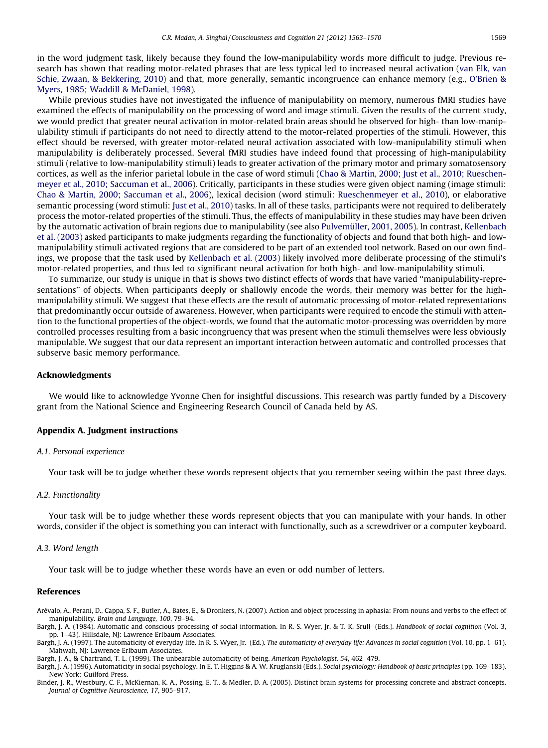in the word judgment task, likely because they found the low-manipulability words more difficult to judge. Previous research has shown that reading motor-related phrases that are less typical led to increased neural activation (van Elk, van Schie, Zwaan, & Bekkering, 2010) and that, more generally, semantic incongruence can enhance memory (e.g., O'Brien & Myers, 1985; Waddill & McDaniel, 1998).

While previous studies have not investigated the influence of manipulability on memory, numerous fMRI studies have examined the effects of manipulability on the processing of word and image stimuli. Given the results of the current study, we would predict that greater neural activation in motor-related brain areas should be observed for high- than low-manipulability stimuli if participants do not need to directly attend to the motor-related properties of the stimuli. However, this effect should be reversed, with greater motor-related neural activation associated with low-manipulability stimuli when manipulability is deliberately processed. Several fMRI studies have indeed found that processing of high-manipulability stimuli (relative to low-manipulability stimuli) leads to greater activation of the primary motor and primary somatosensory cortices, as well as the inferior parietal lobule in the case of word stimuli (Chao & Martin, 2000; Just et al., 2010; Rueschenmeyer et al., 2010; Saccuman et al., 2006). Critically, participants in these studies were given object naming (image stimuli: Chao & Martin, 2000; Saccuman et al., 2006), lexical decision (word stimuli: Rueschenmeyer et al., 2010), or elaborative semantic processing (word stimuli: Just et al., 2010) tasks. In all of these tasks, participants were not required to deliberately process the motor-related properties of the stimuli. Thus, the effects of manipulability in these studies may have been driven by the automatic activation of brain regions due to manipulability (see also Pulvemüller, 2001, 2005). In contrast, Kellenbach et al. (2003) asked participants to make judgments regarding the functionality of objects and found that both high- and low-manipulability stimuli activated regions that are considered to be part of an extended tool network. Based on our own findings, we propose that the task used by Kellenbach et al. (2003) likely involved more deliberate processing of the stimuli's motor-related properties, and thus led to significant neural activation for both high- and low-manipulability stimuli.

To summarize, our study is unique in that is shows two distinct effects of words that have varied "manipulability-representations" of objects. When participants deeply or shallowly encode the words, their memory was better for the high-manipulability stimuli. We suggest that these effects are the result of automatic processing of motor-related representations that predominantly occur outside of awareness. However, when participants were required to encode the stimuli with attention to the functional properties of the object-words, we found that the automatic motor-processing was overridden by more controlled processes resulting from a basic incongruency that was present when the stimuli themselves were less obviously manipulable. We suggest that our data represent an important interaction between automatic and controlled processes that subserve basic memory performance.

## Acknowledgments

We would like to acknowledge Yvonne Chen for insightful discussions. This research was partly funded by a Discovery grant from the National Science and Engineering Research Council of Canada held by AS.

## Appendix A. Judgment instructions

### *A.1. Personal experience*

Your task will be to judge whether these words represent objects that you remember seeing within the past three days.

### *A.2. Functionality*

Your task will be to judge whether these words represent objects that you can manipulate with your hands. In other words, consider if the object is something you can interact with functionally, such as a screwdriver or a computer keyboard.

### *A.3. Word length*

Your task will be to judge whether these words have an even or odd number of letters.

## References

Arévalo, A., Perani, D., Cappa, S. F., Butler, A., Bates, E., & Dronkers, N. (2007). Action and object processing in aphasia: From nouns and verbs to the effect of manipulability. *Brain and Language, 100*, 79–94.

Bargh, J. A. (1984). Automatic and conscious processing of social information. In R. S. Wyer, Jr. & T. K. Srull (Eds.). *Handbook of social cognition* (Vol. 3, pp. 1–43). Hillsdale, NJ: Lawrence Erlbaum Associates.

Bargh, J. A. (1997). The automaticity of everyday life. In R. S. Wyer, Jr. (Ed.). *The automaticity of everyday life: Advances in social cognition* (Vol. 10, pp. 1–61). Mahwah, NJ: Lawrence Erlbaum Associates.

Bargh, J. A., & Chartrand, T. L. (1999). The unbearable automaticity of being. *American Psychologist, 54*, 462–479.

Bargh, J. A. (1996). Automaticity in social psychology. In E. T. Higgins & A. W. Kruglanski (Eds.), *Social psychology: Handbook of basic principles* (pp. 169–183). New York: Guilford Press.

Binder, J. R., Westbury, C. F., McKiernan, K. A., Possing, E. T., & Medler, D. A. (2005). Distinct brain systems for processing concrete and abstract concepts. *Journal of Cognitive Neuroscience, 17*, 905–917.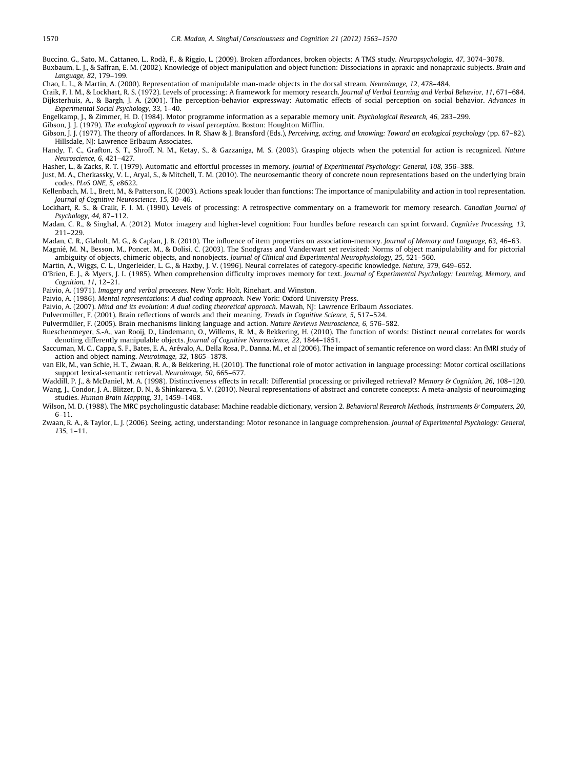Buccino, G., Sato, M., Cattaneo, L., Rodà, F., & Riggio, L. (2009). Broken affordances, broken objects: A TMS study. *Neuropsychologia, 47*, 3074–3078.

Buxbaum, L. J., & Saffran, E. M. (2002). Knowledge of object manipulation and object function: Dissociations in apraxic and nonapraxic subjects. *Brain and Language, 82*, 179–199.

Chao, L. L., & Martin, A. (2000). Representation of manipulable man-made objects in the dorsal stream. *Neuroimage, 12*, 478–484.

Craik, F. I. M., & Lockhart, R. S. (1972). Levels of processing: A framework for memory research. *Journal of Verbal Learning and Verbal Behavior, 11*, 671–684.

Dijksterhuis, A., & Bargh, J. A. (2001). The perception-behavior expressway: Automatic effects of social perception on social behavior. *Advances in Experimental Social Psychology, 33*, 1–40.

Engelkamp, J., & Zimmer, H. D. (1984). Motor programme information as a separable memory unit. *Psychological Research, 46*, 283–299.

Gibson, J. J. (1979). *The ecological approach to visual perception*. Boston: Houghton Mifflin.

Gibson, J. J. (1977). The theory of affordances. In R. Shaw & J. Bransford (Eds.), *Perceiving, acting, and knowing: Toward an ecological psychology* (pp. 67–82). Hillsdale, NJ: Lawrence Erlbaum Associates.

Handy, T. C., Grafton, S. T., Shroff, N. M., Ketay, S., & Gazzaniga, M. S. (2003). Grasping objects when the potential for action is recognized. *Nature Neuroscience, 6*, 421–427.

Hasher, L., & Zacks, R. T. (1979). Automatic and effortful processes in memory. *Journal of Experimental Psychology: General, 108*, 356–388.

Just, M. A., Cherkassky, V. L., Aryal, S., & Mitchell, T. M. (2010). The neurosemantic theory of concrete noun representations based on the underlying brain codes. *PLoS ONE, 5*, e8622.

Kellenbach, M. L., Brett, M., & Patterson, K. (2003). Actions speak louder than functions: The importance of manipulability and action in tool representation. *Journal of Cognitive Neuroscience, 15*, 30–46.

Lockhart, R. S., & Craik, F. I. M. (1990). Levels of processing: A retrospective commentary on a framework for memory research. *Canadian Journal of Psychology, 44*, 87–112.

Madan, C. R., & Singhal, A. (2012). Motor imagery and higher-level cognition: Four hurdles before research can sprint forward. *Cognitive Processing, 13*, 211–229.

Madan, C. R., Glaholt, M. G., & Caplan, J. B. (2010). The influence of item properties on association-memory. *Journal of Memory and Language, 63*, 46–63.

Magnié, M. N., Besson, M., Poncet, M., & Dolisi, C. (2003). The Snodgrass and Vanderwart set revisited: Norms of object manipulability and for pictorial ambiguity of objects, chimeric objects, and nonobjects. *Journal of Clinical and Experimental Neurophysiology, 25*, 521–560.

Martin, A., Wiggs, C. L., Ungerleider, L. G., & Haxby, J. V. (1996). Neural correlates of category-specific knowledge. *Nature, 379*, 649–652.

O'Brien, E. J., & Myers, J. L. (1985). When comprehension difficulty improves memory for text. *Journal of Experimental Psychology: Learning, Memory, and Cognition, 11*, 12–21.

Paivio, A. (1971). *Imagery and verbal processes*. New York: Holt, Rinehart, and Winston.

Paivio, A. (1986). *Mental representations: A dual coding approach*. New York: Oxford University Press.

Paivio, A. (2007). *Mind and its evolution: A dual coding theoretical approach*. Mawah, NJ: Lawrence Erlbaum Associates.

Pulvermüller, F. (2001). Brain reflections of words and their meaning. *Trends in Cognitive Science, 5*, 517–524.

Pulvermüller, F. (2005). Brain mechanisms linking language and action. *Nature Reviews Neuroscience, 6*, 576–582.

Rueschenmeyer, S.-A., van Rooij, D., Lindemann, O., Willems, R. M., & Bekkering, H. (2010). The function of words: Distinct neural correlates for words denoting differently manipulable objects. *Journal of Cognitive Neuroscience, 22*, 1844–1851.

Saccuman, M. C., Cappa, S. F., Bates, E. A., Arévalo, A., Della Rosa, P., Danna, M., et al (2006). The impact of semantic reference on word class: An fMRI study of action and object naming. *Neuroimage, 32*, 1865–1878.

van Elk, M., van Schie, H. T., Zwaan, R. A., & Bekkering, H. (2010). The functional role of motor activation in language processing: Motor cortical oscillations support lexical-semantic retrieval. *Neuroimage, 50*, 665–677.

Waddill, P. J., & McDaniel, M. A. (1998). Distinctiveness effects in recall: Differential processing or privileged retrieval? *Memory & Cognition, 26*, 108–120.

Wang, J., Condor, J. A., Blitzer, D. N., & Shinkareva, S. V. (2010). Neural representations of abstract and concrete concepts: A meta-analysis of neuroimaging studies. *Human Brain Mapping, 31*, 1459–1468.

Wilson, M. D. (1988). The MRC psycholingustic database: Machine readable dictionary, version 2. *Behavioral Research Methods, Instruments & Computers, 20*, 6–11.

Zwaan, R. A., & Taylor, L. J. (2006). Seeing, acting, understanding: Motor resonance in language comprehension. *Journal of Experimental Psychology: General, 135*, 1–11.